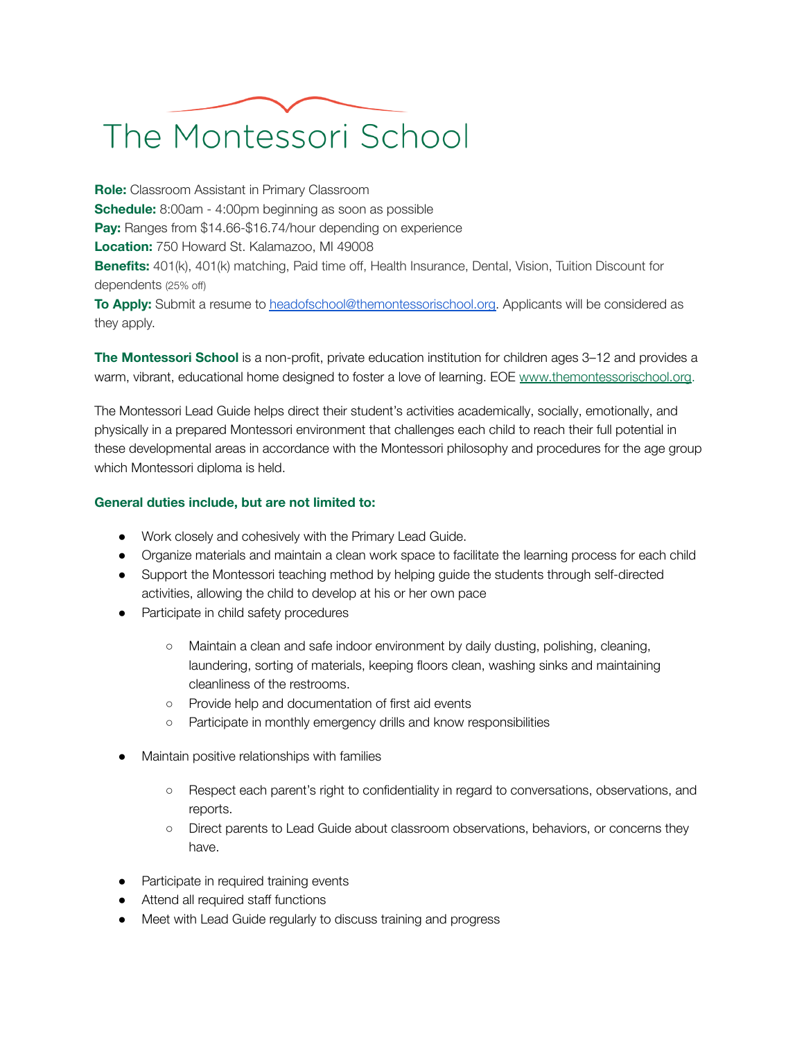# The Montessori School

**Role:** Classroom Assistant in Primary Classroom
**Schedule:** 8:00am - 4:00pm beginning as soon as possible
**Pay:** Ranges from $14.66-$16.74/hour depending on experience
**Location:** 750 Howard St. Kalamazoo, MI 49008
**Benefits:** 401(k), 401(k) matching, Paid time off, Health Insurance, Dental, Vision, Tuition Discount for dependents (25% off)
**To Apply:** Submit a resume to headofschool@themontessorischool.org. Applicants will be considered as they apply.

**The Montessori School** is a non-profit, private education institution for children ages 3–12 and provides a warm, vibrant, educational home designed to foster a love of learning. EOE www.themontessorischool.org.

The Montessori Lead Guide helps direct their student's activities academically, socially, emotionally, and physically in a prepared Montessori environment that challenges each child to reach their full potential in these developmental areas in accordance with the Montessori philosophy and procedures for the age group which Montessori diploma is held.

**General duties include, but are not limited to:**

- Work closely and cohesively with the Primary Lead Guide.
- Organize materials and maintain a clean work space to facilitate the learning process for each child
- Support the Montessori teaching method by helping guide the students through self-directed activities, allowing the child to develop at his or her own pace
- Participate in child safety procedures
    - Maintain a clean and safe indoor environment by daily dusting, polishing, cleaning, laundering, sorting of materials, keeping floors clean, washing sinks and maintaining cleanliness of the restrooms.
    - Provide help and documentation of first aid events
    - Participate in monthly emergency drills and know responsibilities
- Maintain positive relationships with families
    - Respect each parent's right to confidentiality in regard to conversations, observations, and reports.
    - Direct parents to Lead Guide about classroom observations, behaviors, or concerns they have.
- Participate in required training events
- Attend all required staff functions
- Meet with Lead Guide regularly to discuss training and progress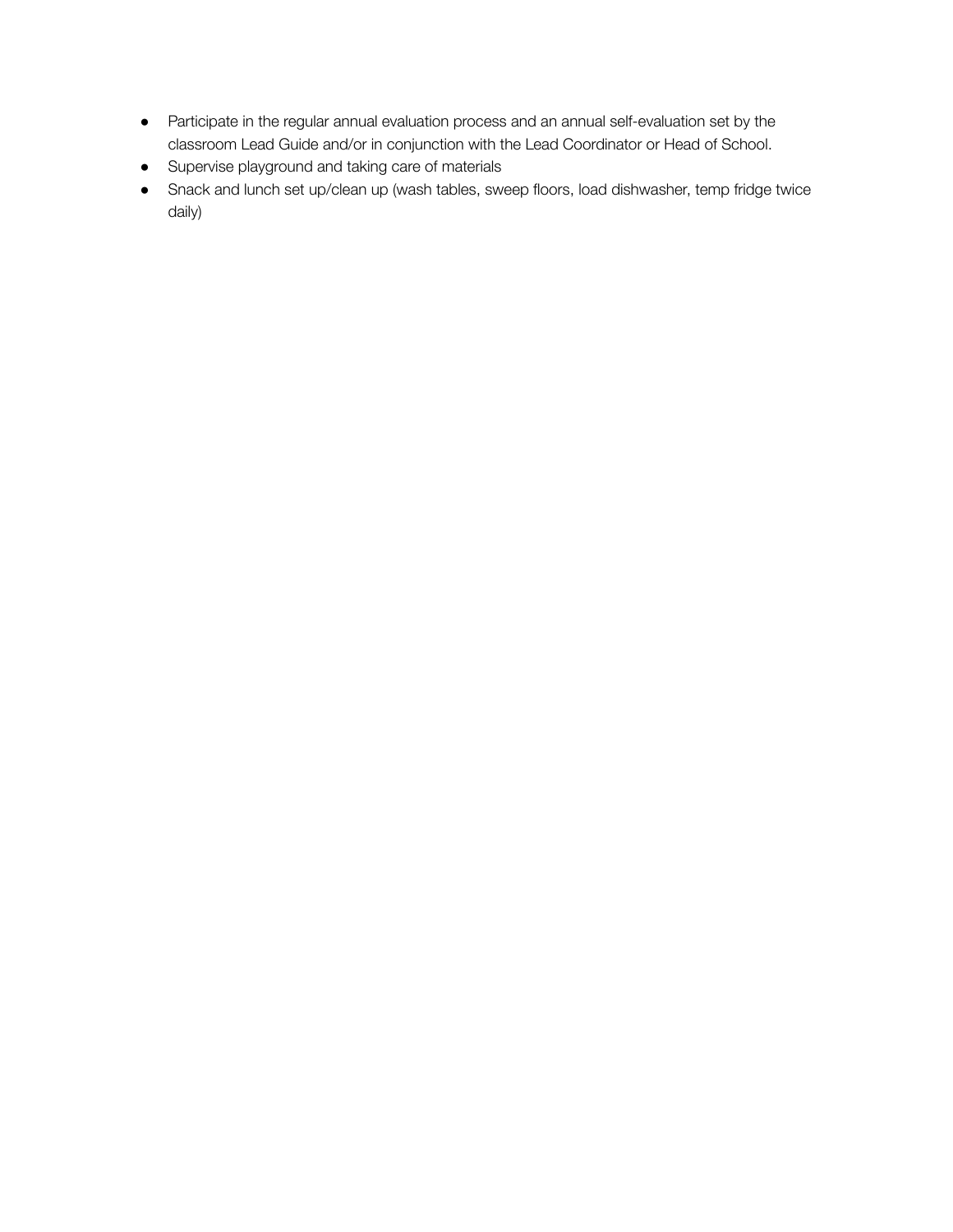- Participate in the regular annual evaluation process and an annual self-evaluation set by the classroom Lead Guide and/or in conjunction with the Lead Coordinator or Head of School.
- Supervise playground and taking care of materials
- Snack and lunch set up/clean up (wash tables, sweep floors, load dishwasher, temp fridge twice daily)